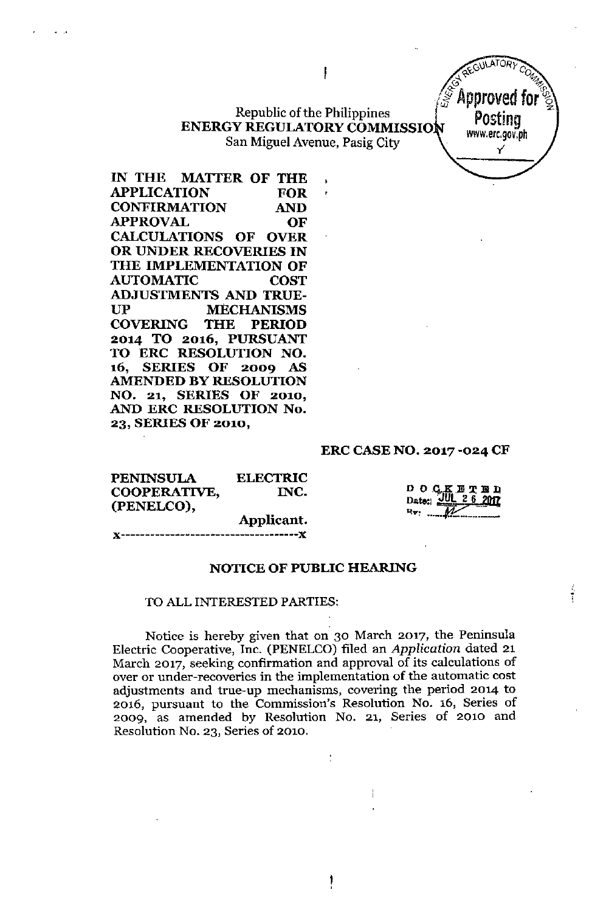Republic of the Philippines
**ENERGY REGULATORY COMMISSION**
San Miguel Avenue, Pasig City

**IN THE MATTER OF THE APPLICATION FOR CONFIRMATION AND APPROVAL OF CALCULATIONS OF OVER OR UNDER RECOVERIES IN THE IMPLEMENTATION OF AUTOMATIC COST ADJUSTMENTS AND TRUE-UP MECHANISMS COVERING THE PERIOD 2014 TO 2016, PURSUANT TO ERC RESOLUTION NO. 16, SERIES OF 2009 AS AMENDED BY RESOLUTION NO. 21, SERIES OF 2010, AND ERC RESOLUTION No. 23, SERIES OF 2010,**

**ERC CASE NO. 2017-024 CF**

**PENINSULA ELECTRIC COOPERATIVE, INC. (PENELCO),**
Applicant.
x-------------------------------------x

DOCKETED
Date: JUL 26 2017

## NOTICE OF PUBLIC HEARING

TO ALL INTERESTED PARTIES:

Notice is hereby given that on 30 March 2017, the Peninsula Electric Cooperative, Inc. (PENELCO) filed an *Application* dated 21 March 2017, seeking confirmation and approval of its calculations of over or under-recoveries in the implementation of the automatic cost adjustments and true-up mechanisms, covering the period 2014 to 2016, pursuant to the Commission's Resolution No. 16, Series of 2009, as amended by Resolution No. 21, Series of 2010 and Resolution No. 23, Series of 2010.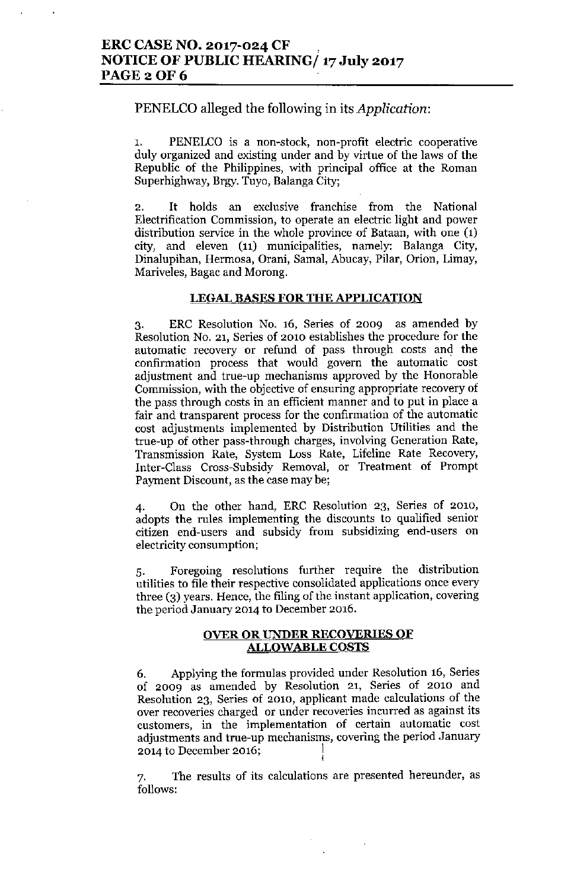PENELCO alleged the following in its *Application*:

1. PENELCO is a non-stock, non-profit electric cooperative duly organized and existing under and by virtue of the laws of the Republic of the Philippines, with principal office at the Roman Superhighway, Brgy. Tuyo, Balanga City;

2. It holds an exclusive franchise from the National Electrification Commission, to operate an electric light and power distribution service in the whole province of Bataan, with one (1) city, and eleven (11) municipalities, namely: Balanga City, Dinalupihan, Hermosa, Orani, Samal, Abucay, Pilar, Orion, Limay, Mariveles, Bagac and Morong.

**LEGAL BASES FOR THE APPLICATION**

3. ERC Resolution No. 16, Series of 2009 as amended by Resolution No. 21, Series of 2010 establishes the procedure for the automatic recovery or refund of pass through costs and the confirmation process that would govern the automatic cost adjustment and true-up mechanisms approved by the Honorable Commission, with the objective of ensuring appropriate recovery of the pass through costs in an efficient manner and to put in place a fair and transparent process for the confirmation of the automatic cost adjustments implemented by Distribution Utilities and the true-up of other pass-through charges, involving Generation Rate, Transmission Rate, System Loss Rate, Lifeline Rate Recovery, Inter-Class Cross-Subsidy Removal, or Treatment of Prompt Payment Discount, as the case may be;

4. On the other hand, ERC Resolution 23, Series of 2010, adopts the rules implementing the discounts to qualified senior citizen end-users and subsidy from subsidizing end-users on electricity consumption;

5. Foregoing resolutions further require the distribution utilities to file their respective consolidated applications once every three (3) years. Hence, the filing of the instant application, covering the period January 2014 to December 2016.

**OVER OR UNDER RECOVERIES OF ALLOWABLE COSTS**

6. Applying the formulas provided under Resolution 16, Series of 2009 as amended by Resolution 21, Series of 2010 and Resolution 23, Series of 2010, applicant made calculations of the over recoveries charged or under recoveries incurred as against its customers, in the implementation of certain automatic cost adjustments and true-up mechanisms, covering the period January 2014 to December 2016;

7. The results of its calculations are presented hereunder, as follows: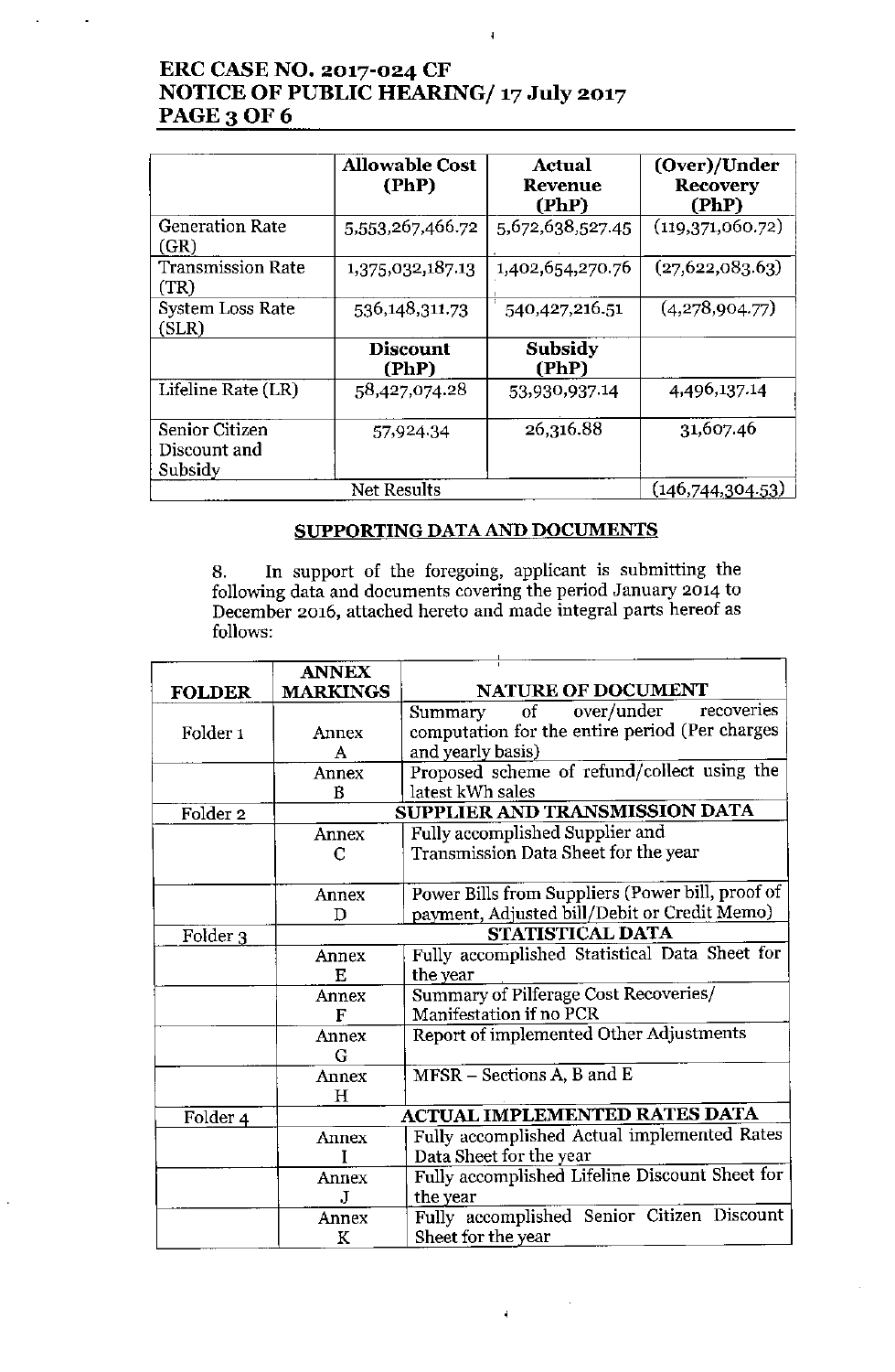|  | Allowable Cost (PhP) | Actual Revenue (PhP) | (Over)/Under Recovery (PhP) |
|---|---|---|---|
| Generation Rate (GR) | 5,553,267,466.72 | 5,672,638,527.45 | (119,371,060.72) |
| Transmission Rate (TR) | 1,375,032,187.13 | 1,402,654,270.76 | (27,622,083.63) |
| System Loss Rate (SLR) | 536,148,311.73 | 540,427,216.51 | (4,278,904.77) |
|  | **Discount (PhP)** | **Subsidy (PhP)** |  |
| Lifeline Rate (LR) | 58,427,074.28 | 53,930,937.14 | 4,496,137.14 |
| Senior Citizen Discount and Subsidy | 57,924.34 | 26,316.88 | 31,607.46 |
| Net Results |  |  | (146,744,304.53) |

## SUPPORTING DATA AND DOCUMENTS

8. In support of the foregoing, applicant is submitting the following data and documents covering the period January 2014 to December 2016, attached hereto and made integral parts hereof as follows:

| FOLDER | ANNEX MARKINGS | NATURE OF DOCUMENT |
|---|---|---|
| Folder 1 | Annex A | Summary of over/under recoveries computation for the entire period (Per charges and yearly basis) |
|  | Annex B | Proposed scheme of refund/collect using the latest kWh sales |
| Folder 2 | **SUPPLIER AND TRANSMISSION DATA** | |
|  | Annex C | Fully accomplished Supplier and Transmission Data Sheet for the year |
|  | Annex D | Power Bills from Suppliers (Power bill, proof of payment, Adjusted bill/Debit or Credit Memo) |
| Folder 3 | **STATISTICAL DATA** | |
|  | Annex E | Fully accomplished Statistical Data Sheet for the year |
|  | Annex F | Summary of Pilferage Cost Recoveries/ Manifestation if no PCR |
|  | Annex G | Report of implemented Other Adjustments |
|  | Annex H | MFSR – Sections A, B and E |
| Folder 4 | **ACTUAL IMPLEMENTED RATES DATA** | |
|  | Annex I | Fully accomplished Actual implemented Rates Data Sheet for the year |
|  | Annex J | Fully accomplished Lifeline Discount Sheet for the year |
|  | Annex K | Fully accomplished Senior Citizen Discount Sheet for the year |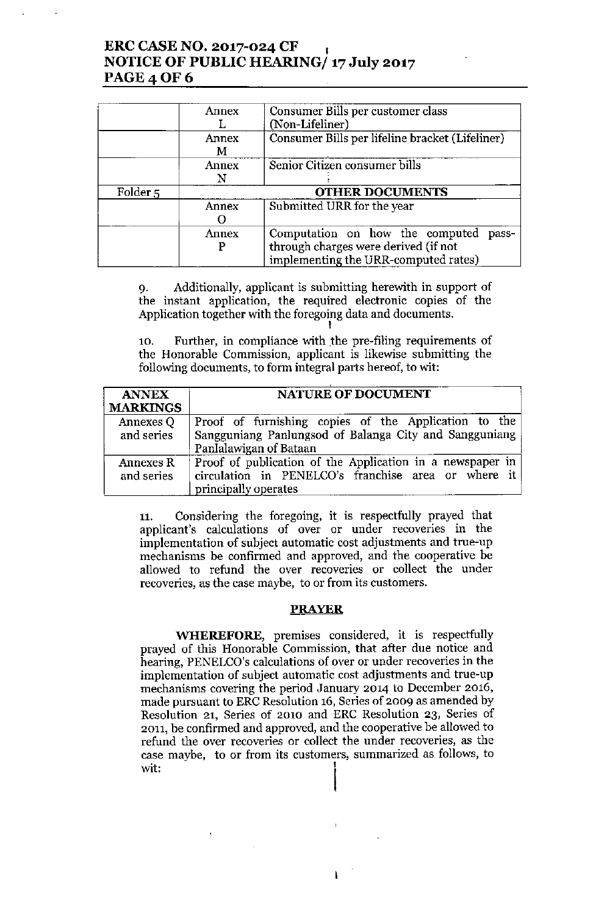| | Annex L | Consumer Bills per customer class (Non-Lifeliner) |
|---|---|---|
| | Annex M | Consumer Bills per lifeline bracket (Lifeliner) |
| | Annex N | Senior Citizen consumer bills |
| Folder 5 | **OTHER DOCUMENTS** | |
| | Annex O | Submitted URR for the year |
| | Annex P | Computation on how the computed pass-through charges were derived (if not implementing the URR-computed rates) |

9. Additionally, applicant is submitting herewith in support of the instant application, the required electronic copies of the Application together with the foregoing data and documents.

10. Further, in compliance with the pre-filing requirements of the Honorable Commission, applicant is likewise submitting the following documents, to form integral parts hereof, to wit:

| ANNEX MARKINGS | NATURE OF DOCUMENT |
|---|---|
| Annexes Q and series | Proof of furnishing copies of the Application to the Sangguniang Panlungsod of Balanga City and Sangguniang Panlalawigan of Bataan |
| Annexes R and series | Proof of publication of the Application in a newspaper in circulation in PENELCO's franchise area or where it principally operates |

11. Considering the foregoing, it is respectfully prayed that applicant's calculations of over or under recoveries in the implementation of subject automatic cost adjustments and true-up mechanisms be confirmed and approved, and the cooperative be allowed to refund the over recoveries or collect the under recoveries, as the case maybe, to or from its customers.

## PRAYER

**WHEREFORE,** premises considered, it is respectfully prayed of this Honorable Commission, that after due notice and hearing, PENELCO's calculations of over or under recoveries in the implementation of subject automatic cost adjustments and true-up mechanisms covering the period January 2014 to December 2016, made pursuant to ERC Resolution 16, Series of 2009 as amended by Resolution 21, Series of 2010 and ERC Resolution 23, Series of 2011, be confirmed and approved, and the cooperative be allowed to refund the over recoveries or collect the under recoveries, as the case maybe, to or from its customers, summarized as follows, to wit: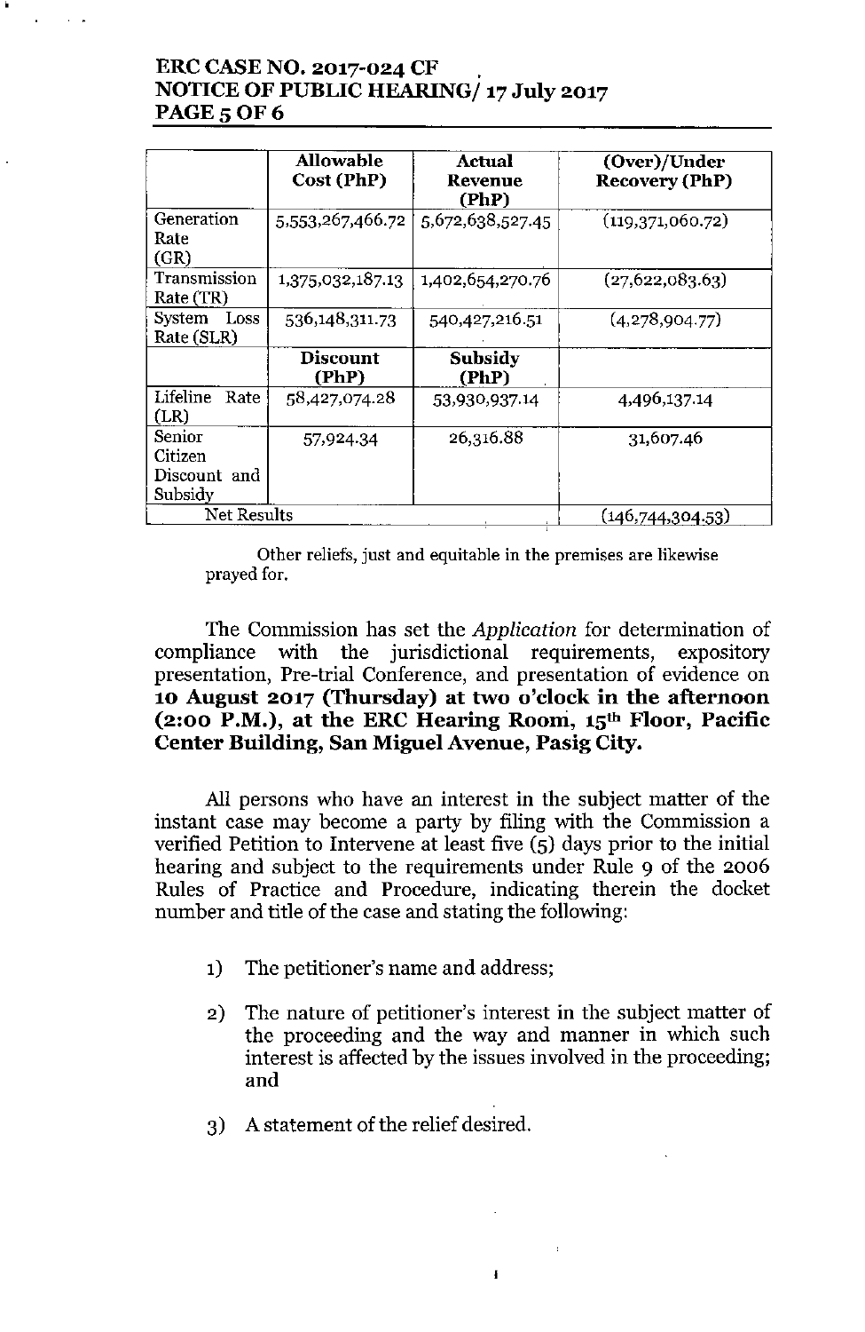| | Allowable Cost (PhP) | Actual Revenue (PhP) | (Over)/Under Recovery (PhP) |
|---|---|---|---|
| Generation Rate (GR) | 5,553,267,466.72 | 5,672,638,527.45 | (119,371,060.72) |
| Transmission Rate (TR) | 1,375,032,187.13 | 1,402,654,270.76 | (27,622,083.63) |
| System Loss Rate (SLR) | 536,148,311.73 | 540,427,216.51 | (4,278,904.77) |
| | **Discount (PhP)** | **Subsidy (PhP)** | |
| Lifeline Rate (LR) | 58,427,074.28 | 53,930,937.14 | 4,496,137.14 |
| Senior Citizen Discount and Subsidy | 57,924.34 | 26,316.88 | 31,607.46 |
| Net Results | | | (146,744,304.53) |

Other reliefs, just and equitable in the premises are likewise prayed for.

The Commission has set the *Application* for determination of compliance with the jurisdictional requirements, expository presentation, Pre-trial Conference, and presentation of evidence on **10 August 2017 (Thursday) at two o'clock in the afternoon (2:00 P.M.), at the ERC Hearing Room, 15th Floor, Pacific Center Building, San Miguel Avenue, Pasig City.**

All persons who have an interest in the subject matter of the instant case may become a party by filing with the Commission a verified Petition to Intervene at least five (5) days prior to the initial hearing and subject to the requirements under Rule 9 of the 2006 Rules of Practice and Procedure, indicating therein the docket number and title of the case and stating the following:

1) The petitioner's name and address;

2) The nature of petitioner's interest in the subject matter of the proceeding and the way and manner in which such interest is affected by the issues involved in the proceeding; and

3) A statement of the relief desired.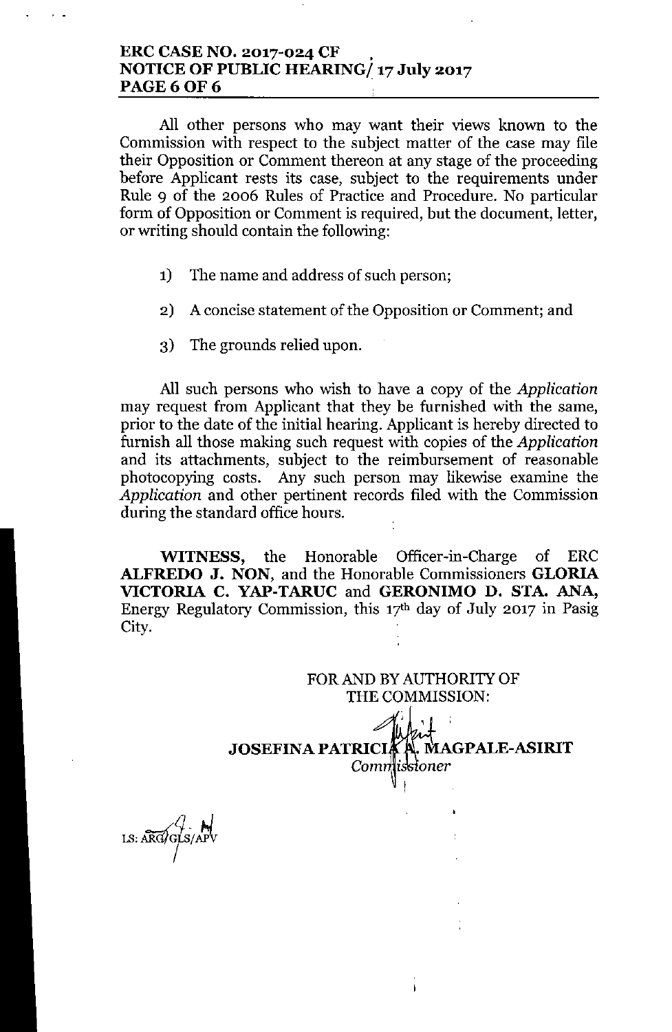All other persons who may want their views known to the Commission with respect to the subject matter of the case may file their Opposition or Comment thereon at any stage of the proceeding before Applicant rests its case, subject to the requirements under Rule 9 of the 2006 Rules of Practice and Procedure. No particular form of Opposition or Comment is required, but the document, letter, or writing should contain the following:

1) The name and address of such person;

2) A concise statement of the Opposition or Comment; and

3) The grounds relied upon.

All such persons who wish to have a copy of the *Application* may request from Applicant that they be furnished with the same, prior to the date of the initial hearing. Applicant is hereby directed to furnish all those making such request with copies of the *Application* and its attachments, subject to the reimbursement of reasonable photocopying costs. Any such person may likewise examine the *Application* and other pertinent records filed with the Commission during the standard office hours.

**WITNESS,** the Honorable Officer-in-Charge of ERC **ALFREDO J. NON,** and the Honorable Commissioners **GLORIA VICTORIA C. YAP-TARUC** and **GERONIMO D. STA. ANA,** Energy Regulatory Commission, this 17th day of July 2017 in Pasig City.

FOR AND BY AUTHORITY OF THE COMMISSION:

**JOSEFINA PATRICIA A. MAGPALE-ASIRIT**
*Commissioner*

LS: ARG/GLS/APV